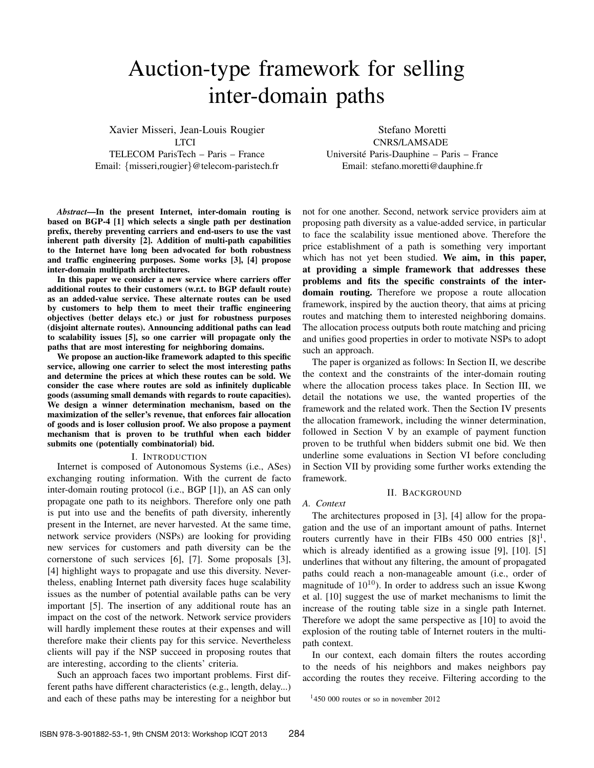# Auction-type framework for selling inter-domain paths

Xavier Misseri, Jean-Louis Rougier
LTCI
TELECOM ParisTech – Paris – France
Email: {misseri,rougier}@telecom-paristech.fr

Stefano Moretti
CNRS/LAMSADE
Université Paris-Dauphine – Paris – France
Email: stefano.moretti@dauphine.fr

***Abstract*—In the present Internet, inter-domain routing is based on BGP-4 [1] which selects a single path per destination prefix, thereby preventing carriers and end-users to use the vast inherent path diversity [2]. Addition of multi-path capabilities to the Internet have long been advocated for both robustness and traffic engineering purposes. Some works [3], [4] propose inter-domain multipath architectures.**

**In this paper we consider a new service where carriers offer additional routes to their customers (w.r.t. to BGP default route) as an added-value service. These alternate routes can be used by customers to help them to meet their traffic engineering objectives (better delays etc.) or just for robustness purposes (disjoint alternate routes). Announcing additional paths can lead to scalability issues [5], so one carrier will propagate only the paths that are most interesting for neighboring domains.**

**We propose an auction-like framework adapted to this specific service, allowing one carrier to select the most interesting paths and determine the prices at which these routes can be sold. We consider the case where routes are sold as infinitely duplicable goods (assuming small demands with regards to route capacities). We design a winner determination mechanism, based on the maximization of the seller's revenue, that enforces fair allocation of goods and is loser collusion proof. We also propose a payment mechanism that is proven to be truthful when each bidder submits one (potentially combinatorial) bid.**

## I. Introduction

Internet is composed of Autonomous Systems (i.e., ASes) exchanging routing information. With the current de facto inter-domain routing protocol (i.e., BGP [1]), an AS can only propagate one path to its neighbors. Therefore only one path is put into use and the benefits of path diversity, inherently present in the Internet, are never harvested. At the same time, network service providers (NSPs) are looking for providing new services for customers and path diversity can be the cornerstone of such services [6], [7]. Some proposals [3], [4] highlight ways to propagate and use this diversity. Nevertheless, enabling Internet path diversity faces huge scalability issues as the number of potential available paths can be very important [5]. The insertion of any additional route has an impact on the cost of the network. Network service providers will hardly implement these routes at their expenses and will therefore make their clients pay for this service. Nevertheless clients will pay if the NSP succeed in proposing routes that are interesting, according to the clients' criteria.

Such an approach faces two important problems. First different paths have different characteristics (e.g., length, delay...) and each of these paths may be interesting for a neighbor but not for one another. Second, network service providers aim at proposing path diversity as a value-added service, in particular to face the scalability issue mentioned above. Therefore the price establishment of a path is something very important which has not yet been studied. **We aim, in this paper, at providing a simple framework that addresses these problems and fits the specific constraints of the inter-domain routing.** Therefore we propose a route allocation framework, inspired by the auction theory, that aims at pricing routes and matching them to interested neighboring domains. The allocation process outputs both route matching and pricing and unifies good properties in order to motivate NSPs to adopt such an approach.

The paper is organized as follows: In Section II, we describe the context and the constraints of the inter-domain routing where the allocation process takes place. In Section III, we detail the notations we use, the wanted properties of the framework and the related work. Then the Section IV presents the allocation framework, including the winner determination, followed in Section V by an example of payment function proven to be truthful when bidders submit one bid. We then underline some evaluations in Section VI before concluding in Section VII by providing some further works extending the framework.

## II. Background

### A. Context

The architectures proposed in [3], [4] allow for the propagation and the use of an important amount of paths. Internet routers currently have in their FIBs 450 000 entries [8][1], which is already identified as a growing issue [9], [10]. [5] underlines that without any filtering, the amount of propagated paths could reach a non-manageable amount (i.e., order of magnitude of $10^{10}$). In order to address such an issue Kwong et al. [10] suggest the use of market mechanisms to limit the increase of the routing table size in a single path Internet. Therefore we adopt the same perspective as [10] to avoid the explosion of the routing table of Internet routers in the multi-path context.

In our context, each domain filters the routes according to the needs of his neighbors and makes neighbors pay according the routes they receive. Filtering according to the

[1] 450 000 routes or so in november 2012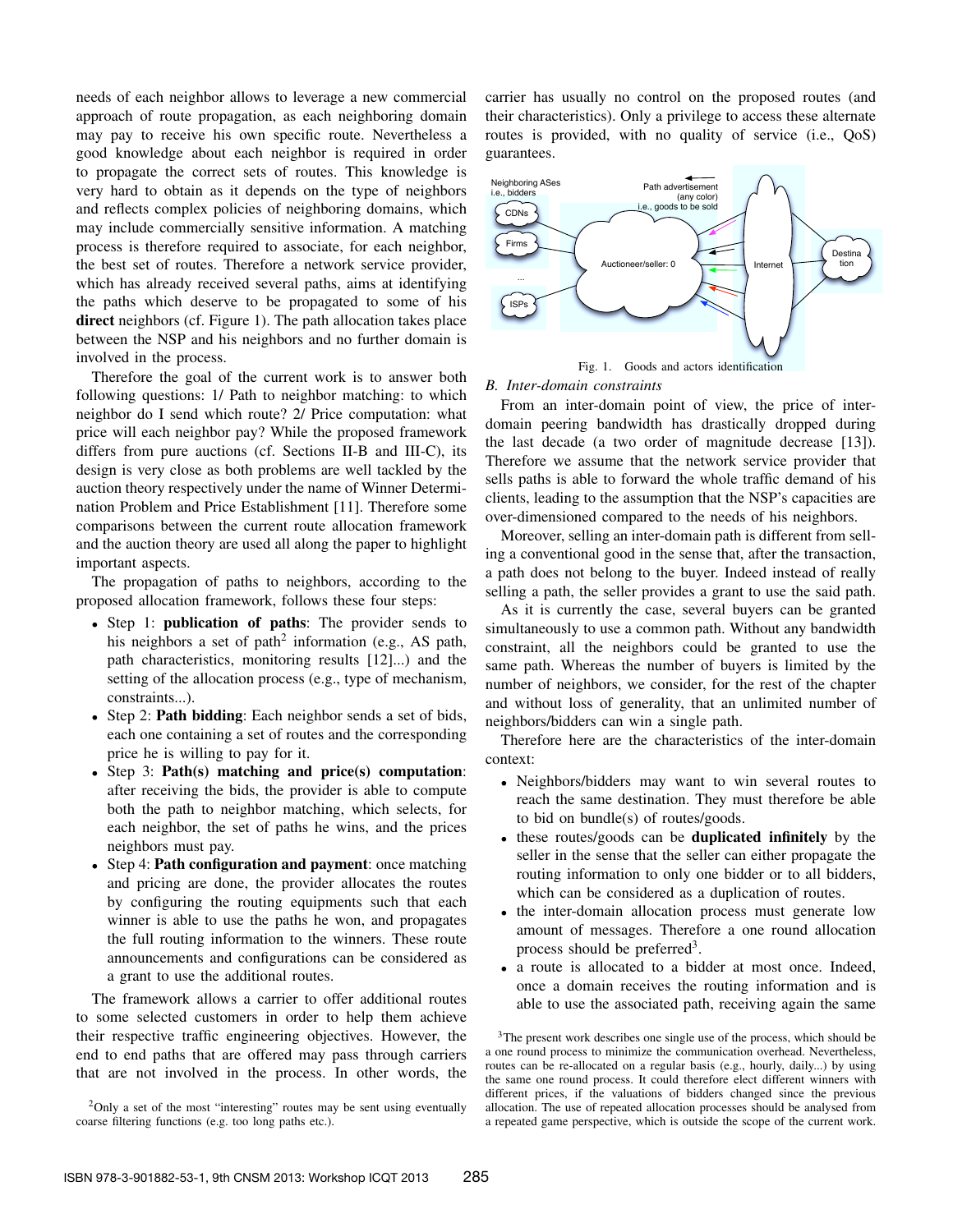needs of each neighbor allows to leverage a new commercial approach of route propagation, as each neighboring domain may pay to receive his own specific route. Nevertheless a good knowledge about each neighbor is required in order to propagate the correct sets of routes. This knowledge is very hard to obtain as it depends on the type of neighbors and reflects complex policies of neighboring domains, which may include commercially sensitive information. A matching process is therefore required to associate, for each neighbor, the best set of routes. Therefore a network service provider, which has already received several paths, aims at identifying the paths which deserve to be propagated to some of his **direct** neighbors (cf. Figure 1). The path allocation takes place between the NSP and his neighbors and no further domain is involved in the process.

Therefore the goal of the current work is to answer both following questions: 1/ Path to neighbor matching: to which neighbor do I send which route? 2/ Price computation: what price will each neighbor pay? While the proposed framework differs from pure auctions (cf. Sections II-B and III-C), its design is very close as both problems are well tackled by the auction theory respectively under the name of Winner Determination Problem and Price Establishment [11]. Therefore some comparisons between the current route allocation framework and the auction theory are used all along the paper to highlight important aspects.

The propagation of paths to neighbors, according to the proposed allocation framework, follows these four steps:

- Step 1: **publication of paths**: The provider sends to his neighbors a set of path[2] information (e.g., AS path, path characteristics, monitoring results [12]...) and the setting of the allocation process (e.g., type of mechanism, constraints...).
- Step 2: **Path bidding**: Each neighbor sends a set of bids, each one containing a set of routes and the corresponding price he is willing to pay for it.
- Step 3: **Path(s) matching and price(s) computation**: after receiving the bids, the provider is able to compute both the path to neighbor matching, which selects, for each neighbor, the set of paths he wins, and the prices neighbors must pay.
- Step 4: **Path configuration and payment**: once matching and pricing are done, the provider allocates the routes by configuring the routing equipments such that each winner is able to use the paths he won, and propagates the full routing information to the winners. These route announcements and configurations can be considered as a grant to use the additional routes.

The framework allows a carrier to offer additional routes to some selected customers in order to help them achieve their respective traffic engineering objectives. However, the end to end paths that are offered may pass through carriers that are not involved in the process. In other words, the carrier has usually no control on the proposed routes (and their characteristics). Only a privilege to access these alternate routes is provided, with no quality of service (i.e., QoS) guarantees.

Neighboring ASes
i.e., bidders
CDNs
Firms
...
ISPs
Path advertisement
(any color)
i.e., goods to be sold
Auctioneer/seller: 0
Internet
Destination

Fig. 1. Goods and actors identification

### *B. Inter-domain constraints*

From an inter-domain point of view, the price of inter-domain peering bandwidth has drastically dropped during the last decade (a two order of magnitude decrease [13]). Therefore we assume that the network service provider that sells paths is able to forward the whole traffic demand of his clients, leading to the assumption that the NSP's capacities are over-dimensioned compared to the needs of his neighbors.

Moreover, selling an inter-domain path is different from selling a conventional good in the sense that, after the transaction, a path does not belong to the buyer. Indeed instead of really selling a path, the seller provides a grant to use the said path.

As it is currently the case, several buyers can be granted simultaneously to use a common path. Without any bandwidth constraint, all the neighbors could be granted to use the same path. Whereas the number of buyers is limited by the number of neighbors, we consider, for the rest of the chapter and without loss of generality, that an unlimited number of neighbors/bidders can win a single path.

Therefore here are the characteristics of the inter-domain context:

- Neighbors/bidders may want to win several routes to reach the same destination. They must therefore be able to bid on bundle(s) of routes/goods.
- these routes/goods can be **duplicated infinitely** by the seller in the sense that the seller can either propagate the routing information to only one bidder or to all bidders, which can be considered as a duplication of routes.
- the inter-domain allocation process must generate low amount of messages. Therefore a one round allocation process should be preferred[3].
- a route is allocated to a bidder at most once. Indeed, once a domain receives the routing information and is able to use the associated path, receiving again the same

[2] Only a set of the most "interesting" routes may be sent using eventually coarse filtering functions (e.g. too long paths etc.).

[3] The present work describes one single use of the process, which should be a one round process to minimize the communication overhead. Nevertheless, routes can be re-allocated on a regular basis (e.g., hourly, daily...) by using the same one round process. It could therefore elect different winners with different prices, if the valuations of bidders changed since the previous allocation. The use of repeated allocation processes should be analysed from a repeated game perspective, which is outside the scope of the current work.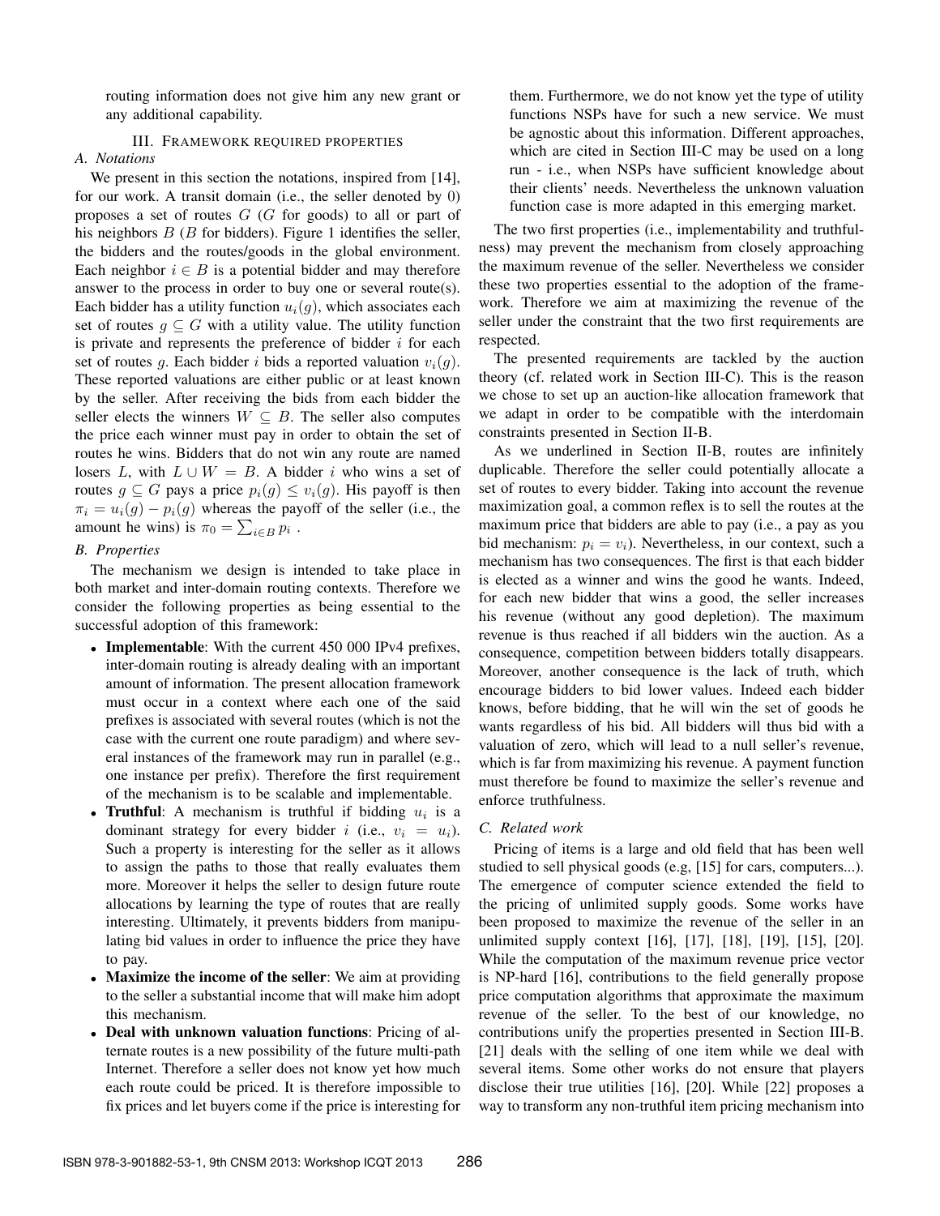routing information does not give him any new grant or any additional capability.

## III. Framework required properties

### A. Notations

We present in this section the notations, inspired from [14], for our work. A transit domain (i.e., the seller denoted by 0) proposes a set of routes $G$ ($G$ for goods) to all or part of his neighbors $B$ ($B$ for bidders). Figure 1 identifies the seller, the bidders and the routes/goods in the global environment. Each neighbor $i \in B$ is a potential bidder and may therefore answer to the process in order to buy one or several route(s). Each bidder has a utility function $u_i(g)$, which associates each set of routes $g \subseteq G$ with a utility value. The utility function is private and represents the preference of bidder $i$ for each set of routes $g$. Each bidder $i$ bids a reported valuation $v_i(g)$. These reported valuations are either public or at least known by the seller. After receiving the bids from each bidder the seller elects the winners $W \subseteq B$. The seller also computes the price each winner must pay in order to obtain the set of routes he wins. Bidders that do not win any route are named losers $L$, with $L \cup W = B$. A bidder $i$ who wins a set of routes $g \subseteq G$ pays a price $p_i(g) \leq v_i(g)$. His payoff is then $\pi_i = u_i(g) - p_i(g)$ whereas the payoff of the seller (i.e., the amount he wins) is $\pi_0 = \sum_{i \in B} p_i$ .

### B. Properties

The mechanism we design is intended to take place in both market and inter-domain routing contexts. Therefore we consider the following properties as being essential to the successful adoption of this framework:

- **Implementable**: With the current 450 000 IPv4 prefixes, inter-domain routing is already dealing with an important amount of information. The present allocation framework must occur in a context where each one of the said prefixes is associated with several routes (which is not the case with the current one route paradigm) and where several instances of the framework may run in parallel (e.g., one instance per prefix). Therefore the first requirement of the mechanism is to be scalable and implementable.
- **Truthful**: A mechanism is truthful if bidding $u_i$ is a dominant strategy for every bidder $i$ (i.e., $v_i = u_i$). Such a property is interesting for the seller as it allows to assign the paths to those that really evaluates them more. Moreover it helps the seller to design future route allocations by learning the type of routes that are really interesting. Ultimately, it prevents bidders from manipulating bid values in order to influence the price they have to pay.
- **Maximize the income of the seller**: We aim at providing to the seller a substantial income that will make him adopt this mechanism.
- **Deal with unknown valuation functions**: Pricing of alternate routes is a new possibility of the future multi-path Internet. Therefore a seller does not know yet how much each route could be priced. It is therefore impossible to fix prices and let buyers come if the price is interesting for them. Furthermore, we do not know yet the type of utility functions NSPs have for such a new service. We must be agnostic about this information. Different approaches, which are cited in Section III-C may be used on a long run - i.e., when NSPs have sufficient knowledge about their clients' needs. Nevertheless the unknown valuation function case is more adapted in this emerging market.

The two first properties (i.e., implementability and truthfulness) may prevent the mechanism from closely approaching the maximum revenue of the seller. Nevertheless we consider these two properties essential to the adoption of the framework. Therefore we aim at maximizing the revenue of the seller under the constraint that the two first requirements are respected.

The presented requirements are tackled by the auction theory (cf. related work in Section III-C). This is the reason we chose to set up an auction-like allocation framework that we adapt in order to be compatible with the interdomain constraints presented in Section II-B.

As we underlined in Section II-B, routes are infinitely duplicable. Therefore the seller could potentially allocate a set of routes to every bidder. Taking into account the revenue maximization goal, a common reflex is to sell the routes at the maximum price that bidders are able to pay (i.e., a pay as you bid mechanism: $p_i = v_i$). Nevertheless, in our context, such a mechanism has two consequences. The first is that each bidder is elected as a winner and wins the good he wants. Indeed, for each new bidder that wins a good, the seller increases his revenue (without any good depletion). The maximum revenue is thus reached if all bidders win the auction. As a consequence, competition between bidders totally disappears. Moreover, another consequence is the lack of truth, which encourage bidders to bid lower values. Indeed each bidder knows, before bidding, that he will win the set of goods he wants regardless of his bid. All bidders will thus bid with a valuation of zero, which will lead to a null seller's revenue, which is far from maximizing his revenue. A payment function must therefore be found to maximize the seller's revenue and enforce truthfulness.

### C. Related work

Pricing of items is a large and old field that has been well studied to sell physical goods (e.g, [15] for cars, computers...). The emergence of computer science extended the field to the pricing of unlimited supply goods. Some works have been proposed to maximize the revenue of the seller in an unlimited supply context [16], [17], [18], [19], [15], [20]. While the computation of the maximum revenue price vector is NP-hard [16], contributions to the field generally propose price computation algorithms that approximate the maximum revenue of the seller. To the best of our knowledge, no contributions unify the properties presented in Section III-B. [21] deals with the selling of one item while we deal with several items. Some other works do not ensure that players disclose their true utilities [16], [20]. While [22] proposes a way to transform any non-truthful item pricing mechanism into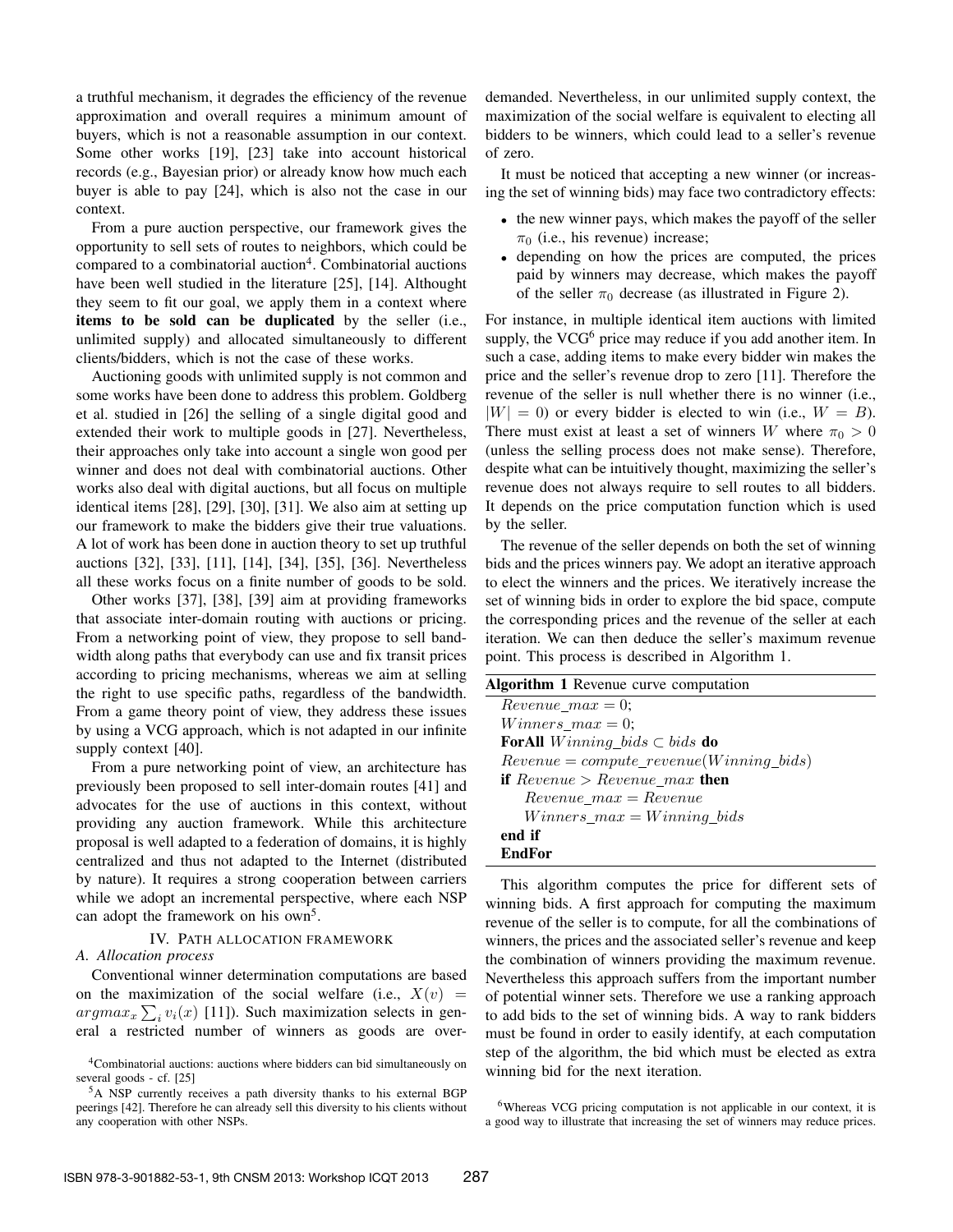a truthful mechanism, it degrades the efficiency of the revenue approximation and overall requires a minimum amount of buyers, which is not a reasonable assumption in our context. Some other works [19], [23] take into account historical records (e.g., Bayesian prior) or already know how much each buyer is able to pay [24], which is also not the case in our context.

From a pure auction perspective, our framework gives the opportunity to sell sets of routes to neighbors, which could be compared to a combinatorial auction[4]. Combinatorial auctions have been well studied in the literature [25], [14]. Althought they seem to fit our goal, we apply them in a context where **items to be sold can be duplicated** by the seller (i.e., unlimited supply) and allocated simultaneously to different clients/bidders, which is not the case of these works.

Auctioning goods with unlimited supply is not common and some works have been done to address this problem. Goldberg et al. studied in [26] the selling of a single digital good and extended their work to multiple goods in [27]. Nevertheless, their approaches only take into account a single won good per winner and does not deal with combinatorial auctions. Other works also deal with digital auctions, but all focus on multiple identical items [28], [29], [30], [31]. We also aim at setting up our framework to make the bidders give their true valuations. A lot of work has been done in auction theory to set up truthful auctions [32], [33], [11], [14], [34], [35], [36]. Nevertheless all these works focus on a finite number of goods to be sold.

Other works [37], [38], [39] aim at providing frameworks that associate inter-domain routing with auctions or pricing. From a networking point of view, they propose to sell bandwidth along paths that everybody can use and fix transit prices according to pricing mechanisms, whereas we aim at selling the right to use specific paths, regardless of the bandwidth. From a game theory point of view, they address these issues by using a VCG approach, which is not adapted in our infinite supply context [40].

From a pure networking point of view, an architecture has previously been proposed to sell inter-domain routes [41] and advocates for the use of auctions in this context, without providing any auction framework. While this architecture proposal is well adapted to a federation of domains, it is highly centralized and thus not adapted to the Internet (distributed by nature). It requires a strong cooperation between carriers while we adopt an incremental perspective, where each NSP can adopt the framework on his own[5].

## IV. Path allocation framework

### A. Allocation process

Conventional winner determination computations are based on the maximization of the social welfare (i.e., $X(v) = argmax_x \sum_i v_i(x)$ [11]). Such maximization selects in general a restricted number of winners as goods are over-demanded. Nevertheless, in our unlimited supply context, the maximization of the social welfare is equivalent to electing all bidders to be winners, which could lead to a seller's revenue of zero.

It must be noticed that accepting a new winner (or increasing the set of winning bids) may face two contradictory effects:

- the new winner pays, which makes the payoff of the seller $\pi_0$ (i.e., his revenue) increase;
- depending on how the prices are computed, the prices paid by winners may decrease, which makes the payoff of the seller $\pi_0$ decrease (as illustrated in Figure 2).

For instance, in multiple identical item auctions with limited supply, the VCG[6] price may reduce if you add another item. In such a case, adding items to make every bidder win makes the price and the seller's revenue drop to zero [11]. Therefore the revenue of the seller is null whether there is no winner (i.e., $|W| = 0$) or every bidder is elected to win (i.e., $W = B$). There must exist at least a set of winners $W$ where $\pi_0 > 0$ (unless the selling process does not make sense). Therefore, despite what can be intuitively thought, maximizing the seller's revenue does not always require to sell routes to all bidders. It depends on the price computation function which is used by the seller.

The revenue of the seller depends on both the set of winning bids and the prices winners pay. We adopt an iterative approach to elect the winners and the prices. We iteratively increase the set of winning bids in order to explore the bid space, compute the corresponding prices and the revenue of the seller at each iteration. We can then deduce the seller's maximum revenue point. This process is described in Algorithm 1.

**Algorithm 1** Revenue curve computation

```
Revenue_max = 0;
Winners_max = 0;
ForAll Winning_bids ⊂ bids do
Revenue = compute_revenue(Winning_bids)
if Revenue > Revenue_max then
    Revenue_max = Revenue
    Winners_max = Winning_bids
end if
EndFor
```

This algorithm computes the price for different sets of winning bids. A first approach for computing the maximum revenue of the seller is to compute, for all the combinations of winners, the prices and the associated seller's revenue and keep the combination of winners providing the maximum revenue. Nevertheless this approach suffers from the important number of potential winner sets. Therefore we use a ranking approach to add bids to the set of winning bids. A way to rank bidders must be found in order to easily identify, at each computation step of the algorithm, the bid which must be elected as extra winning bid for the next iteration.

[4] Combinatorial auctions: auctions where bidders can bid simultaneously on several goods - cf. [25]

[5] A NSP currently receives a path diversity thanks to his external BGP peerings [42]. Therefore he can already sell this diversity to his clients without any cooperation with other NSPs.

[6] Whereas VCG pricing computation is not applicable in our context, it is a good way to illustrate that increasing the set of winners may reduce prices.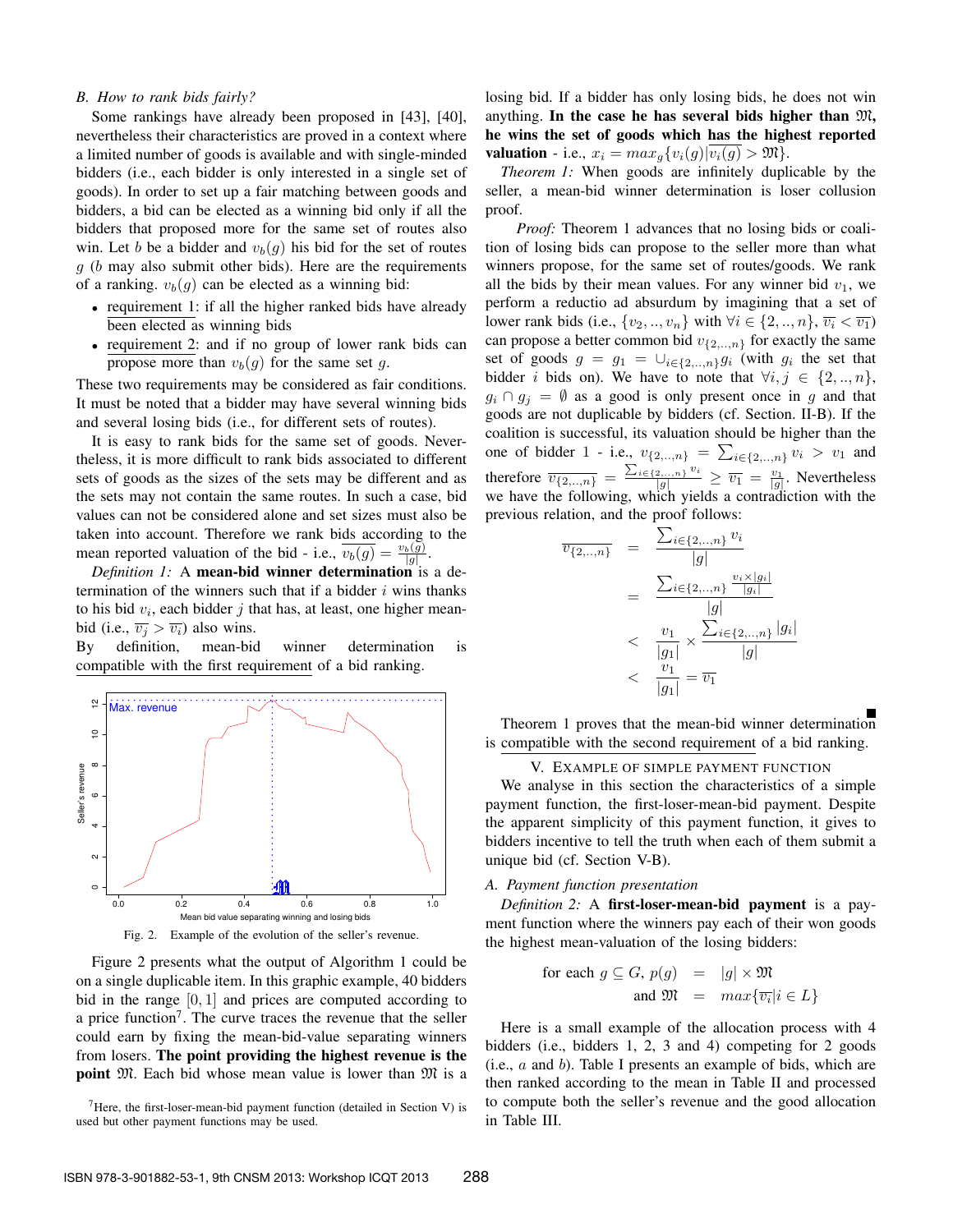### B. How to rank bids fairly?

Some rankings have already been proposed in [43], [40], nevertheless their characteristics are proved in a context where a limited number of goods is available and with single-minded bidders (i.e., each bidder is only interested in a single set of goods). In order to set up a fair matching between goods and bidders, a bid can be elected as a winning bid only if all the bidders that proposed more for the same set of routes also win. Let $b$ be a bidder and $v_b(g)$ his bid for the set of routes $g$ ($b$ may also submit other bids). Here are the requirements of a ranking. $v_b(g)$ can be elected as a winning bid:

- requirement 1: if all the higher ranked bids have already been elected as winning bids
- requirement 2: and if no group of lower rank bids can propose more than $v_b(g)$ for the same set $g$.

These two requirements may be considered as fair conditions. It must be noted that a bidder may have several winning bids and several losing bids (i.e., for different sets of routes).

It is easy to rank bids for the same set of goods. Nevertheless, it is more difficult to rank bids associated to different sets of goods as the sizes of the sets may be different and as the sets may not contain the same routes. In such a case, bid values can not be considered alone and set sizes must also be taken into account. Therefore we rank bids according to the mean reported valuation of the bid - i.e., $\overline{v_b(g)} = \frac{v_b(g)}{|g|}$.

*Definition 1:* A **mean-bid winner determination** is a determination of the winners such that if a bidder $i$ wins thanks to his bid $v_i$, each bidder $j$ that has, at least, one higher mean-bid (i.e., $\overline{v_j} > \overline{v_i}$) also wins.

By definition, mean-bid winner determination is compatible with the first requirement of a bid ranking.

Fig. 2. Example of the evolution of the seller's revenue.

Figure 2 presents what the output of Algorithm 1 could be on a single duplicable item. In this graphic example, 40 bidders bid in the range $[0, 1]$ and prices are computed according to a price function[7]. The curve traces the revenue that the seller could earn by fixing the mean-bid-value separating winners from losers. **The point providing the highest revenue is the point $\mathfrak{M}$.** Each bid whose mean value is lower than $\mathfrak{M}$ is a losing bid. If a bidder has only losing bids, he does not win anything. **In the case he has several bids higher than $\mathfrak{M}$, he wins the set of goods which has the highest reported valuation** - i.e., $x_i = max_g\{v_i(g)|\overline{v_i(g)} > \mathfrak{M}\}$.

[7] Here, the first-loser-mean-bid payment function (detailed in Section V) is used but other payment functions may be used.

*Theorem 1:* When goods are infinitely duplicable by the seller, a mean-bid winner determination is loser collusion proof.

*Proof:* Theorem 1 advances that no losing bids or coalition of losing bids can propose to the seller more than what winners propose, for the same set of routes/goods. We rank all the bids by their mean values. For any winner bid $v_1$, we perform a reductio ad absurdum by imagining that a set of lower rank bids (i.e., $\{v_2, .., v_n\}$ with $\forall i \in \{2, .., n\}$, $\overline{v_i} < \overline{v_1}$) can propose a better common bid $v_{\{2,..,n\}}$ for exactly the same set of goods $g = g_1 = \cup_{i \in \{2,..,n\}} g_i$ (with $g_i$ the set that bidder $i$ bids on). We have to note that $\forall i, j \in \{2, .., n\}$, $g_i \cap g_j = \emptyset$ as a good is only present once in $g$ and that goods are not duplicable by bidders (cf. Section. II-B). If the coalition is successful, its valuation should be higher than the one of bidder 1 - i.e., $v_{\{2,..,n\}} = \sum_{i \in \{2,..,n\}} v_i > v_1$ and therefore $\overline{v_{\{2,..,n\}}} = \frac{\sum_{i \in \{2,..,n\}} v_i}{|g|} \geq \overline{v_1} = \frac{v_1}{|g|}$. Nevertheless we have the following, which yields a contradiction with the previous relation, and the proof follows:

$$
\begin{aligned}
\overline{v_{\{2,..,n\}}} &= \frac{\sum_{i \in \{2,..,n\}} v_i}{|g|} \\
&= \frac{\sum_{i \in \{2,..,n\}} \frac{v_i \times |g_i|}{|g_i|}}{|g|} \\
&< \frac{v_1}{|g_1|} \times \frac{\sum_{i \in \{2,..,n\}} |g_i|}{|g|} \\
&< \frac{v_1}{|g_1|} = \overline{v_1}
\end{aligned}
$$

■

Theorem 1 proves that the mean-bid winner determination is compatible with the second requirement of a bid ranking.

## V. Example of simple payment function

We analyse in this section the characteristics of a simple payment function, the first-loser-mean-bid payment. Despite the apparent simplicity of this payment function, it gives to bidders incentive to tell the truth when each of them submit a unique bid (cf. Section V-B).

### A. Payment function presentation

*Definition 2:* A **first-loser-mean-bid payment** is a payment function where the winners pay each of their won goods the highest mean-valuation of the losing bidders:

$$
\begin{aligned}
\text{for each } g \subseteq G,\ p(g) &= |g| \times \mathfrak{M} \\
\text{and } \mathfrak{M} &= max\{\overline{v_i} | i \in L\}
\end{aligned}
$$

Here is a small example of the allocation process with 4 bidders (i.e., bidders 1, 2, 3 and 4) competing for 2 goods (i.e., $a$ and $b$). Table I presents an example of bids, which are then ranked according to the mean in Table II and processed to compute both the seller's revenue and the good allocation in Table III.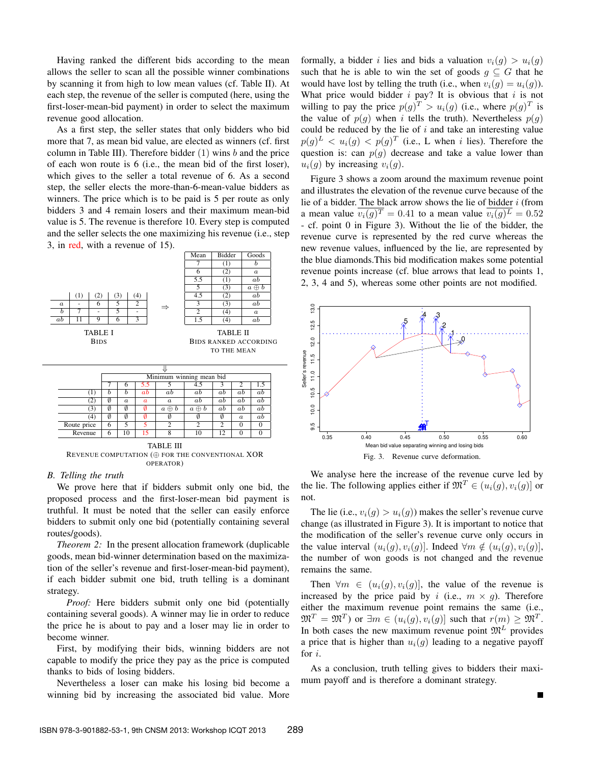Having ranked the different bids according to the mean allows the seller to scan all the possible winner combinations by scanning it from high to low mean values (cf. Table II). At each step, the revenue of the seller is computed (here, using the first-loser-mean-bid payment) in order to select the maximum revenue good allocation.

As a first step, the seller states that only bidders who bid more that 7, as mean bid value, are elected as winners (cf. first column in Table III). Therefore bidder (1) wins $b$ and the price of each won route is 6 (i.e., the mean bid of the first loser), which gives to the seller a total revenue of 6. As a second step, the seller elects the more-than-6-mean-value bidders as winners. The price which is to be paid is 5 per route as only bidders 3 and 4 remain losers and their maximum mean-bid value is 5. The revenue is therefore 10. Every step is computed and the seller selects the one maximizing his revenue (i.e., step 3, in red, with a revenue of 15).

|  | (1) | (2) | (3) | (4) |
|---|---|---|---|---|
| $a$ | - | 6 | 5 | 2 |
| $b$ | 7 | - | 5 | - |
| $ab$ | 11 | 9 | 6 | 3 |

TABLE I
BIDS

| Mean | Bidder | Goods |
|---|---|---|
| 7 | (1) | $b$ |
| 6 | (2) | $a$ |
| 5.5 | (1) | $ab$ |
| 5 | (3) | $a \oplus b$ |
| 4.5 | (2) | $ab$ |
| 3 | (3) | $ab$ |
| 2 | (4) | $a$ |
| 1.5 | (4) | $ab$ |

TABLE II
BIDS RANKED ACCORDING TO THE MEAN

|  | Minimum winning mean bid | | | | | | | |
|---|---|---|---|---|---|---|---|---|
|  | 7 | 6 | 5.5 | 5 | 4.5 | 3 | 2 | 1.5 |
| (1) | $b$ | $b$ | $ab$ | $ab$ | $ab$ | $ab$ | $ab$ | $ab$ |
| (2) | $\emptyset$ | $a$ | $a$ | $a$ | $ab$ | $ab$ | $ab$ | $ab$ |
| (3) | $\emptyset$ | $\emptyset$ | $\emptyset$ | $a \oplus b$ | $a \oplus b$ | $ab$ | $ab$ | $ab$ |
| (4) | $\emptyset$ | $\emptyset$ | $\emptyset$ | $\emptyset$ | $\emptyset$ | $\emptyset$ | $a$ | $ab$ |
| Route price | 6 | 5 | 5 | 2 | 2 | 2 | 0 | 0 |
| Revenue | 6 | 10 | 15 | 8 | 10 | 12 | 0 | 0 |

TABLE III
REVENUE COMPUTATION ($\oplus$ FOR THE CONVENTIONAL XOR OPERATOR)

### B. Telling the truth

We prove here that if bidders submit only one bid, the proposed process and the first-loser-mean bid payment is truthful. It must be noted that the seller can easily enforce bidders to submit only one bid (potentially containing several routes/goods).

*Theorem 2:* In the present allocation framework (duplicable goods, mean bid-winner determination based on the maximization of the seller's revenue and first-loser-mean-bid payment), if each bidder submit one bid, truth telling is a dominant strategy.

*Proof:* Here bidders submit only one bid (potentially containing several goods). A winner may lie in order to reduce the price he is about to pay and a loser may lie in order to become winner.

First, by modifying their bids, winning bidders are not capable to modify the price they pay as the price is computed thanks to bids of losing bidders.

Nevertheless a loser can make his losing bid become a winning bid by increasing the associated bid value. More formally, a bidder $i$ lies and bids a valuation $v_i(g) > u_i(g)$ such that he is able to win the set of goods $g \subseteq G$ that he would have lost by telling the truth (i.e., when $v_i(g) = u_i(g)$). What price would bidder $i$ pay? It is obvious that $i$ is not willing to pay the price $p(g)^T > u_i(g)$ (i.e., where $p(g)^T$ is the value of $p(g)$ when $i$ tells the truth). Nevertheless $p(g)$ could be reduced by the lie of $i$ and take an interesting value $p(g)^L < u_i(g) < p(g)^T$ (i.e., L when $i$ lies). Therefore the question is: can $p(g)$ decrease and take a value lower than $u_i(g)$ by increasing $v_i(g)$.

Figure 3 shows a zoom around the maximum revenue point and illustrates the elevation of the revenue curve because of the lie of a bidder. The black arrow shows the lie of bidder $i$ (from a mean value $\overline{v_i(g)^T} = 0.41$ to a mean value $\overline{v_i(g)^L} = 0.52$ - cf. point 0 in Figure 3). Without the lie of the bidder, the revenue curve is represented by the red curve whereas the new revenue values, influenced by the lie, are represented by the blue diamonds.This bid modification makes some potential revenue points increase (cf. blue arrows that lead to points 1, 2, 3, 4 and 5), whereas some other points are not modified.

Fig. 3. Revenue curve deformation.

We analyse here the increase of the revenue curve led by the lie. The following applies either if $\mathfrak{M}^T \in (u_i(g), v_i(g)]$ or not.

The lie (i.e., $v_i(g) > u_i(g)$) makes the seller's revenue curve change (as illustrated in Figure 3). It is important to notice that the modification of the seller's revenue curve only occurs in the value interval $(u_i(g), v_i(g)]$. Indeed $\forall m \notin (u_i(g), v_i(g)]$, the number of won goods is not changed and the revenue remains the same.

Then $\forall m \in (u_i(g), v_i(g)]$, the value of the revenue is increased by the price paid by $i$ (i.e., $m \times g$). Therefore either the maximum revenue point remains the same (i.e., $\mathfrak{M}^T = \mathfrak{M}^T$) or $\exists m \in (u_i(g), v_i(g)]$ such that $r(m) \geq \mathfrak{M}^T$. In both cases the new maximum revenue point $\mathfrak{M}^L$ provides a price that is higher than $u_i(g)$ leading to a negative payoff for $i$.

As a conclusion, truth telling gives to bidders their maximum payoff and is therefore a dominant strategy.

■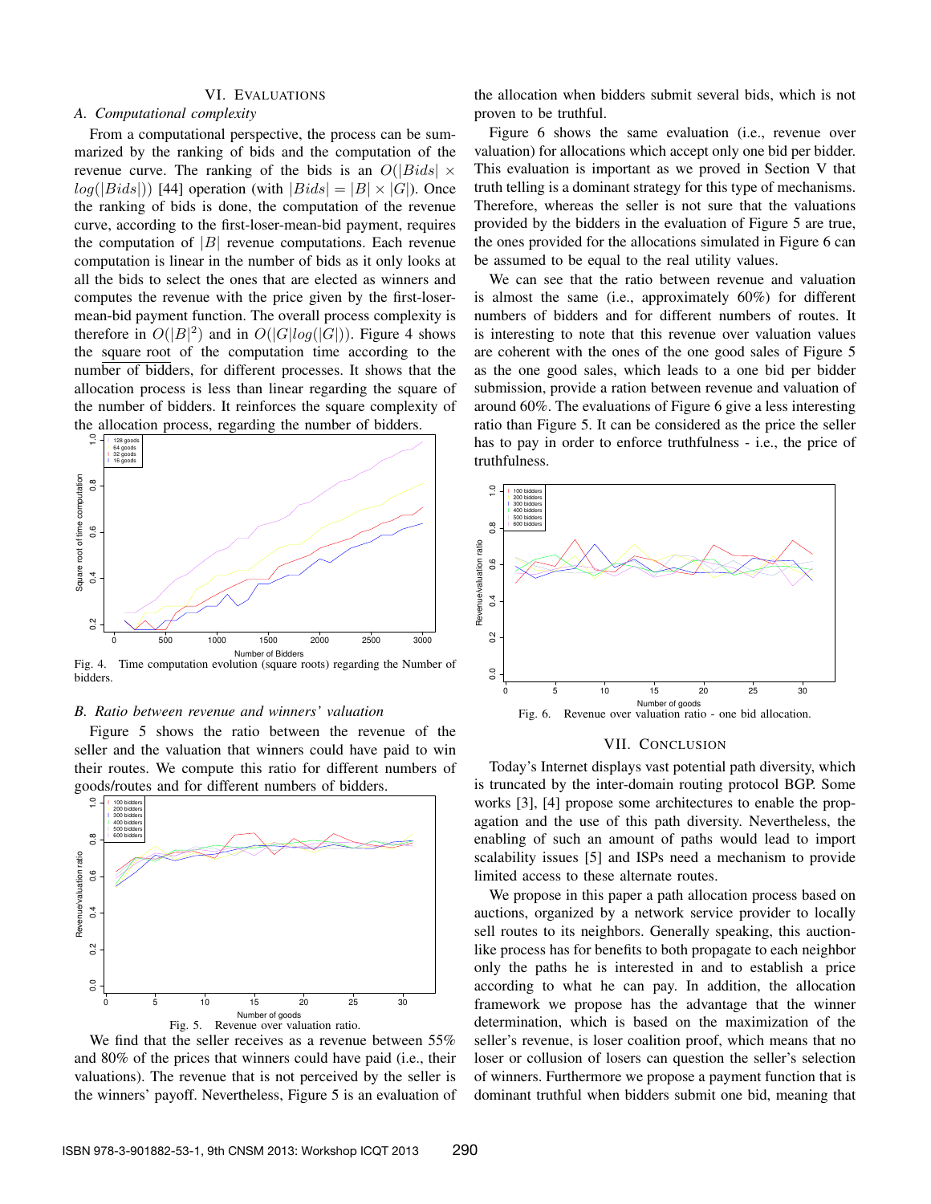## VI. Evaluations

### A. Computational complexity

From a computational perspective, the process can be summarized by the ranking of bids and the computation of the revenue curve. The ranking of the bids is an $O(|Bids| \times log(|Bids|))$ [44] operation (with $|Bids| = |B| \times |G|$). Once the ranking of bids is done, the computation of the revenue curve, according to the first-loser-mean-bid payment, requires the computation of $|B|$ revenue computations. Each revenue computation is linear in the number of bids as it only looks at all the bids to select the ones that are elected as winners and computes the revenue with the price given by the first-loser-mean-bid payment function. The overall process complexity is therefore in $O(|B|^2)$ and in $O(|G|log(|G|))$. Figure 4 shows the square root of the computation time according to the number of bidders, for different processes. It shows that the allocation process is less than linear regarding the square of the number of bidders. It reinforces the square complexity of the allocation process, regarding the number of bidders.

Fig. 4. Time computation evolution (square roots) regarding the Number of bidders.

### B. Ratio between revenue and winners' valuation

Figure 5 shows the ratio between the revenue of the seller and the valuation that winners could have paid to win their routes. We compute this ratio for different numbers of goods/routes and for different numbers of bidders.

Fig. 5. Revenue over valuation ratio.

We find that the seller receives as a revenue between 55% and 80% of the prices that winners could have paid (i.e., their valuations). The revenue that is not perceived by the seller is the winners' payoff. Nevertheless, Figure 5 is an evaluation of the allocation when bidders submit several bids, which is not proven to be truthful.

Figure 6 shows the same evaluation (i.e., revenue over valuation) for allocations which accept only one bid per bidder. This evaluation is important as we proved in Section V that truth telling is a dominant strategy for this type of mechanisms. Therefore, whereas the seller is not sure that the valuations provided by the bidders in the evaluation of Figure 5 are true, the ones provided for the allocations simulated in Figure 6 can be assumed to be equal to the real utility values.

We can see that the ratio between revenue and valuation is almost the same (i.e., approximately 60%) for different numbers of bidders and for different numbers of routes. It is interesting to note that this revenue over valuation values are coherent with the ones of the one good sales of Figure 5 as the one good sales, which leads to a one bid per bidder submission, provide a ration between revenue and valuation of around 60%. The evaluations of Figure 6 give a less interesting ratio than Figure 5. It can be considered as the price the seller has to pay in order to enforce truthfulness - i.e., the price of truthfulness.

Fig. 6. Revenue over valuation ratio - one bid allocation.

## VII. Conclusion

Today's Internet displays vast potential path diversity, which is truncated by the inter-domain routing protocol BGP. Some works [3], [4] propose some architectures to enable the propagation and the use of this path diversity. Nevertheless, the enabling of such an amount of paths would lead to import scalability issues [5] and ISPs need a mechanism to provide limited access to these alternate routes.

We propose in this paper a path allocation process based on auctions, organized by a network service provider to locally sell routes to its neighbors. Generally speaking, this auction-like process has for benefits to both propagate to each neighbor only the paths he is interested in and to establish a price according to what he can pay. In addition, the allocation framework we propose has the advantage that the winner determination, which is based on the maximization of the seller's revenue, is loser coalition proof, which means that no loser or collusion of losers can question the seller's selection of winners. Furthermore we propose a payment function that is dominant truthful when bidders submit one bid, meaning that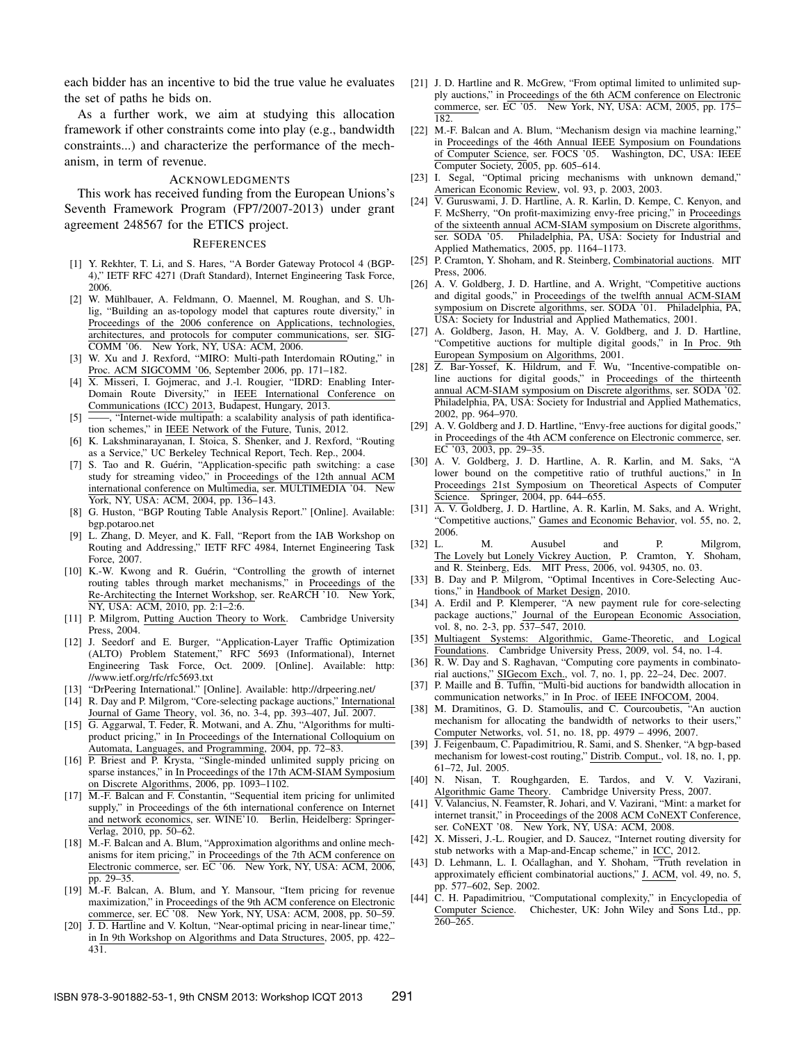each bidder has an incentive to bid the true value he evaluates the set of paths he bids on.

As a further work, we aim at studying this allocation framework if other constraints come into play (e.g., bandwidth constraints...) and characterize the performance of the mechanism, in term of revenue.

## Acknowledgments

This work has received funding from the European Unions's Seventh Framework Program (FP7/2007-2013) under grant agreement 248567 for the ETICS project.

## References

[1] Y. Rekhter, T. Li, and S. Hares, "A Border Gateway Protocol 4 (BGP-4)," IETF RFC 4271 (Draft Standard), Internet Engineering Task Force, 2006.

[2] W. Mühlbauer, A. Feldmann, O. Maennel, M. Roughan, and S. Uhlig, "Building an as-topology model that captures route diversity," in Proceedings of the 2006 conference on Applications, technologies, architectures, and protocols for computer communications, ser. SIGCOMM '06. New York, NY, USA: ACM, 2006.

[3] W. Xu and J. Rexford, "MIRO: Multi-path Interdomain ROuting," in Proc. ACM SIGCOMM '06, September 2006, pp. 171–182.

[4] X. Misseri, I. Gojmerac, and J.-l. Rougier, "IDRD: Enabling Inter-Domain Route Diversity," in IEEE International Conference on Communications (ICC) 2013, Budapest, Hungary, 2013.

[5] ——, "Internet-wide multipath: a scalability analysis of path identification schemes," in IEEE Network of the Future, Tunis, 2012.

[6] K. Lakshminarayanan, I. Stoica, S. Shenker, and J. Rexford, "Routing as a Service," UC Berkeley Technical Report, Tech. Rep., 2004.

[7] S. Tao and R. Guérin, "Application-specific path switching: a case study for streaming video," in Proceedings of the 12th annual ACM international conference on Multimedia, ser. MULTIMEDIA '04. New York, NY, USA: ACM, 2004, pp. 136–143.

[8] G. Huston, "BGP Routing Table Analysis Report." [Online]. Available: bgp.potaroo.net

[9] L. Zhang, D. Meyer, and K. Fall, "Report from the IAB Workshop on Routing and Addressing," IETF RFC 4984, Internet Engineering Task Force, 2007.

[10] K.-W. Kwong and R. Guérin, "Controlling the growth of internet routing tables through market mechanisms," in Proceedings of the Re-Architecting the Internet Workshop, ser. ReARCH '10. New York, NY, USA: ACM, 2010, pp. 2:1–2:6.

[11] P. Milgrom, Putting Auction Theory to Work. Cambridge University Press, 2004.

[12] J. Seedorf and E. Burger, "Application-Layer Traffic Optimization (ALTO) Problem Statement," RFC 5693 (Informational), Internet Engineering Task Force, Oct. 2009. [Online]. Available: http://www.ietf.org/rfc/rfc5693.txt

[13] "DrPeering International." [Online]. Available: http://drpeering.net/

[14] R. Day and P. Milgrom, "Core-selecting package auctions," International Journal of Game Theory, vol. 36, no. 3-4, pp. 393–407, Jul. 2007.

[15] G. Aggarwal, T. Feder, R. Motwani, and A. Zhu, "Algorithms for multi-product pricing," in In Proceedings of the International Colloquium on Automata, Languages, and Programming, 2004, pp. 72–83.

[16] P. Briest and P. Krysta, "Single-minded unlimited supply pricing on sparse instances," in In Proceedings of the 17th ACM-SIAM Symposium on Discrete Algorithms, 2006, pp. 1093–1102.

[17] M.-F. Balcan and F. Constantin, "Sequential item pricing for unlimited supply," in Proceedings of the 6th international conference on Internet and network economics, ser. WINE'10. Berlin, Heidelberg: Springer-Verlag, 2010, pp. 50–62.

[18] M.-F. Balcan and A. Blum, "Approximation algorithms and online mechanisms for item pricing," in Proceedings of the 7th ACM conference on Electronic commerce, ser. EC '06. New York, NY, USA: ACM, 2006, pp. 29–35.

[19] M.-F. Balcan, A. Blum, and Y. Mansour, "Item pricing for revenue maximization," in Proceedings of the 9th ACM conference on Electronic commerce, ser. EC '08. New York, NY, USA: ACM, 2008, pp. 50–59.

[20] J. D. Hartline and V. Koltun, "Near-optimal pricing in near-linear time," in In 9th Workshop on Algorithms and Data Structures, 2005, pp. 422–431.

[21] J. D. Hartline and R. McGrew, "From optimal limited to unlimited supply auctions," in Proceedings of the 6th ACM conference on Electronic commerce, ser. EC '05. New York, NY, USA: ACM, 2005, pp. 175–182.

[22] M.-F. Balcan and A. Blum, "Mechanism design via machine learning," in Proceedings of the 46th Annual IEEE Symposium on Foundations of Computer Science, ser. FOCS '05. Washington, DC, USA: IEEE Computer Society, 2005, pp. 605–614.

[23] I. Segal, "Optimal pricing mechanisms with unknown demand," American Economic Review, vol. 93, p. 2003, 2003.

[24] V. Guruswami, J. D. Hartline, A. R. Karlin, D. Kempe, C. Kenyon, and F. McSherry, "On profit-maximizing envy-free pricing," in Proceedings of the sixteenth annual ACM-SIAM symposium on Discrete algorithms, ser. SODA '05. Philadelphia, PA, USA: Society for Industrial and Applied Mathematics, 2005, pp. 1164–1173.

[25] P. Cramton, Y. Shoham, and R. Steinberg, Combinatorial auctions. MIT Press, 2006.

[26] A. V. Goldberg, J. D. Hartline, and A. Wright, "Competitive auctions and digital goods," in Proceedings of the twelfth annual ACM-SIAM symposium on Discrete algorithms, ser. SODA '01. Philadelphia, PA, USA: Society for Industrial and Applied Mathematics, 2001.

[27] A. Goldberg, Jason, H. May, A. V. Goldberg, and J. D. Hartline, "Competitive auctions for multiple digital goods," in In Proc. 9th European Symposium on Algorithms, 2001.

[28] Z. Bar-Yossef, K. Hildrum, and F. Wu, "Incentive-compatible online auctions for digital goods," in Proceedings of the thirteenth annual ACM-SIAM symposium on Discrete algorithms, ser. SODA '02. Philadelphia, PA, USA: Society for Industrial and Applied Mathematics, 2002, pp. 964–970.

[29] A. V. Goldberg and J. D. Hartline, "Envy-free auctions for digital goods," in Proceedings of the 4th ACM conference on Electronic commerce, ser. EC '03, 2003, pp. 29–35.

[30] A. V. Goldberg, J. D. Hartline, A. R. Karlin, and M. Saks, "A lower bound on the competitive ratio of truthful auctions," in In Proceedings 21st Symposium on Theoretical Aspects of Computer Science. Springer, 2004, pp. 644–655.

[31] A. V. Goldberg, J. D. Hartline, A. R. Karlin, M. Saks, and A. Wright, "Competitive auctions," Games and Economic Behavior, vol. 55, no. 2, 2006.

[32] L. M. Ausubel and P. Milgrom, The Lovely but Lonely Vickrey Auction, P. Cramton, Y. Shoham, and R. Steinberg, Eds. MIT Press, 2006, vol. 94305, no. 03.

[33] B. Day and P. Milgrom, "Optimal Incentives in Core-Selecting Auctions," in Handbook of Market Design, 2010.

[34] A. Erdil and P. Klemperer, "A new payment rule for core-selecting package auctions," Journal of the European Economic Association, vol. 8, no. 2-3, pp. 537–547, 2010.

[35] Multiagent Systems: Algorithmic, Game-Theoretic, and Logical Foundations. Cambridge University Press, 2009, vol. 54, no. 1-4.

[36] R. W. Day and S. Raghavan, "Computing core payments in combinatorial auctions," SIGecom Exch., vol. 7, no. 1, pp. 22–24, Dec. 2007.

[37] P. Maille and B. Tuffin, "Multi-bid auctions for bandwidth allocation in communication networks," in In Proc. of IEEE INFOCOM, 2004.

[38] M. Dramitinos, G. D. Stamoulis, and C. Courcoubetis, "An auction mechanism for allocating the bandwidth of networks to their users," Computer Networks, vol. 51, no. 18, pp. 4979 – 4996, 2007.

[39] J. Feigenbaum, C. Papadimitriou, R. Sami, and S. Shenker, "A bgp-based mechanism for lowest-cost routing," Distrib. Comput., vol. 18, no. 1, pp. 61–72, Jul. 2005.

[40] N. Nisan, T. Roughgarden, E. Tardos, and V. V. Vazirani, Algorithmic Game Theory. Cambridge University Press, 2007.

[41] V. Valancius, N. Feamster, R. Johari, and V. Vazirani, "Mint: a market for internet transit," in Proceedings of the 2008 ACM CoNEXT Conference, ser. CoNEXT '08. New York, NY, USA: ACM, 2008.

[42] X. Misseri, J.-L. Rougier, and D. Saucez, "Internet routing diversity for stub networks with a Map-and-Encap scheme," in ICC, 2012.

[43] D. Lehmann, L. I. Oćallaghan, and Y. Shoham, "Truth revelation in approximately efficient combinatorial auctions," J. ACM, vol. 49, no. 5, pp. 577–602, Sep. 2002.

[44] C. H. Papadimitriou, "Computational complexity," in Encyclopedia of Computer Science. Chichester, UK: John Wiley and Sons Ltd., pp. 260–265.